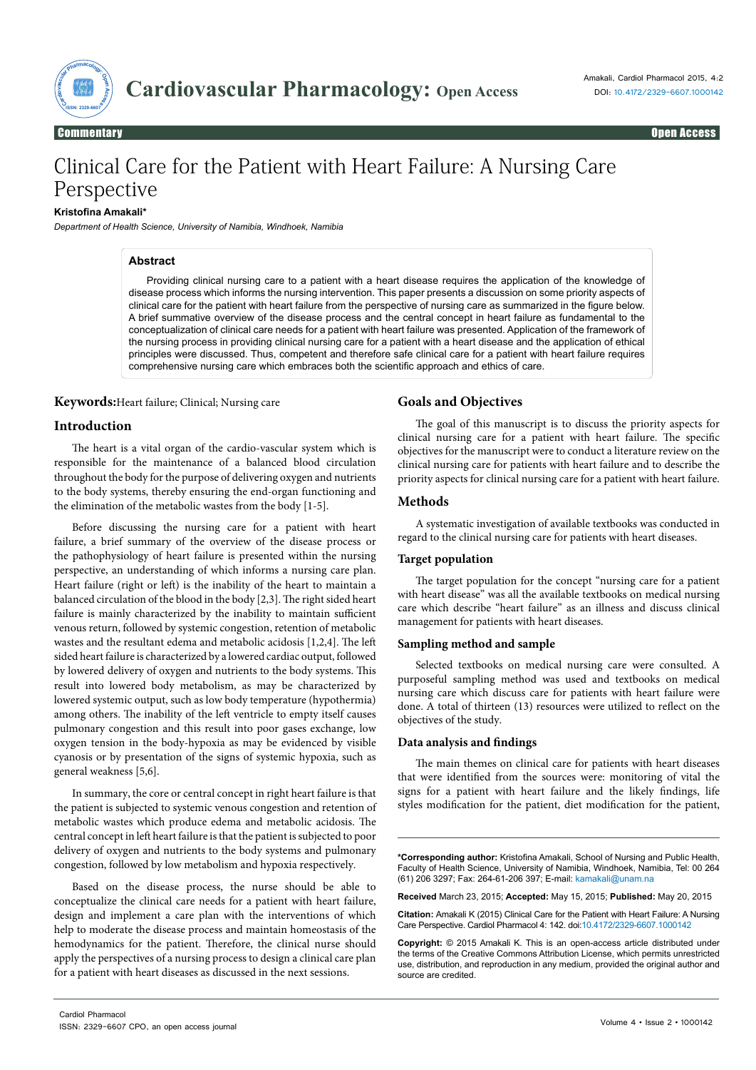# Clinical Care for the Patient with Heart Failure: A Nursing Care Perspective

**Kristofina Amakali***

*Department of Health Science, University of Namibia, Windhoek, Namibia*

## Abstract

Providing clinical nursing care to a patient with a heart disease requires the application of the knowledge of disease process which informs the nursing intervention. This paper presents a discussion on some priority aspects of clinical care for the patient with heart failure from the perspective of nursing care as summarized in the figure below. A brief summative overview of the disease process and the central concept in heart failure as fundamental to the conceptualization of clinical care needs for a patient with heart failure was presented. Application of the framework of the nursing process in providing clinical nursing care for a patient with a heart disease and the application of ethical principles were discussed. Thus, competent and therefore safe clinical care for a patient with heart failure requires comprehensive nursing care which embraces both the scientific approach and ethics of care.

**Keywords:** Heart failure; Clinical; Nursing care

## Introduction

The heart is a vital organ of the cardio-vascular system which is responsible for the maintenance of a balanced blood circulation throughout the body for the purpose of delivering oxygen and nutrients to the body systems, thereby ensuring the end-organ functioning and the elimination of the metabolic wastes from the body [1-5].

Before discussing the nursing care for a patient with heart failure, a brief summary of the overview of the disease process or the pathophysiology of heart failure is presented within the nursing perspective, an understanding of which informs a nursing care plan. Heart failure (right or left) is the inability of the heart to maintain a balanced circulation of the blood in the body [2,3]. The right sided heart failure is mainly characterized by the inability to maintain sufficient venous return, followed by systemic congestion, retention of metabolic wastes and the resultant edema and metabolic acidosis [1,2,4]. The left sided heart failure is characterized by a lowered cardiac output, followed by lowered delivery of oxygen and nutrients to the body systems. This result into lowered body metabolism, as may be characterized by lowered systemic output, such as low body temperature (hypothermia) among others. The inability of the left ventricle to empty itself causes pulmonary congestion and this result into poor gases exchange, low oxygen tension in the body-hypoxia as may be evidenced by visible cyanosis or by presentation of the signs of systemic hypoxia, such as general weakness [5,6].

In summary, the core or central concept in right heart failure is that the patient is subjected to systemic venous congestion and retention of metabolic wastes which produce edema and metabolic acidosis. The central concept in left heart failure is that the patient is subjected to poor delivery of oxygen and nutrients to the body systems and pulmonary congestion, followed by low metabolism and hypoxia respectively.

Based on the disease process, the nurse should be able to conceptualize the clinical care needs for a patient with heart failure, design and implement a care plan with the interventions of which help to moderate the disease process and maintain homeostasis of the hemodynamics for the patient. Therefore, the clinical nurse should apply the perspectives of a nursing process to design a clinical care plan for a patient with heart diseases as discussed in the next sessions.

## Goals and Objectives

The goal of this manuscript is to discuss the priority aspects for clinical nursing care for a patient with heart failure. The specific objectives for the manuscript were to conduct a literature review on the clinical nursing care for patients with heart failure and to describe the priority aspects for clinical nursing care for a patient with heart failure.

## Methods

A systematic investigation of available textbooks was conducted in regard to the clinical nursing care for patients with heart diseases.

### Target population

The target population for the concept "nursing care for a patient with heart disease" was all the available textbooks on medical nursing care which describe "heart failure" as an illness and discuss clinical management for patients with heart diseases.

### Sampling method and sample

Selected textbooks on medical nursing care were consulted. A purposeful sampling method was used and textbooks on medical nursing care which discuss care for patients with heart failure were done. A total of thirteen (13) resources were utilized to reflect on the objectives of the study.

### Data analysis and findings

The main themes on clinical care for patients with heart diseases that were identified from the sources were: monitoring of vital the signs for a patient with heart failure and the likely findings, life styles modification for the patient, diet modification for the patient,

---

***Corresponding author:** Kristofina Amakali, School of Nursing and Public Health, Faculty of Health Science, University of Namibia, Windhoek, Namibia, Tel: 00 264 (61) 206 3297; Fax: 264-61-206 397; E-mail: kamakali@unam.na

**Received** March 23, 2015; **Accepted:** May 15, 2015; **Published:** May 20, 2015

**Citation:** Amakali K (2015) Clinical Care for the Patient with Heart Failure: A Nursing Care Perspective. Cardiol Pharmacol 4: 142. doi:10.4172/2329-6607.1000142

**Copyright:** © 2015 Amakali K. This is an open-access article distributed under the terms of the Creative Commons Attribution License, which permits unrestricted use, distribution, and reproduction in any medium, provided the original author and source are credited.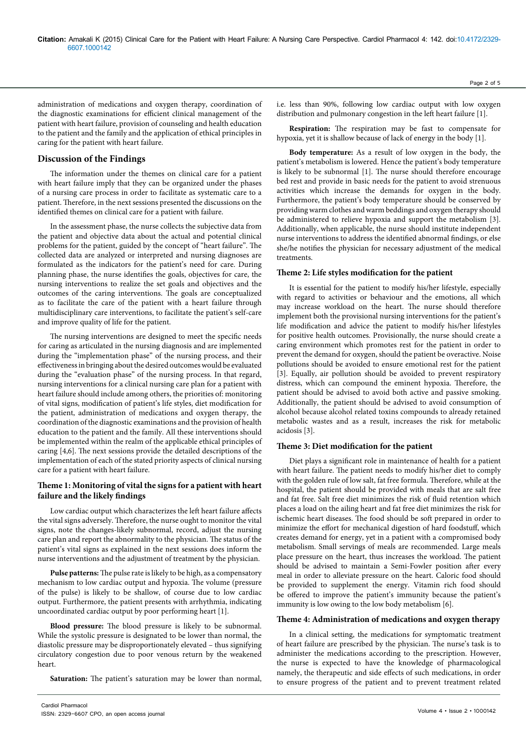administration of medications and oxygen therapy, coordination of the diagnostic examinations for efficient clinical management of the patient with heart failure, provision of counseling and health education to the patient and the family and the application of ethical principles in caring for the patient with heart failure.

## Discussion of the Findings

The information under the themes on clinical care for a patient with heart failure imply that they can be organized under the phases of a nursing care process in order to facilitate as systematic care to a patient. Therefore, in the next sessions presented the discussions on the identified themes on clinical care for a patient with failure.

In the assessment phase, the nurse collects the subjective data from the patient and objective data about the actual and potential clinical problems for the patient, guided by the concept of "heart failure". The collected data are analyzed or interpreted and nursing diagnoses are formulated as the indicators for the patient's need for care. During planning phase, the nurse identifies the goals, objectives for care, the nursing interventions to realize the set goals and objectives and the outcomes of the caring interventions. The goals are conceptualized as to facilitate the care of the patient with a heart failure through multidisciplinary care interventions, to facilitate the patient's self-care and improve quality of life for the patient.

The nursing interventions are designed to meet the specific needs for caring as articulated in the nursing diagnosis and are implemented during the "implementation phase" of the nursing process, and their effectiveness in bringing about the desired outcomes would be evaluated during the "evaluation phase" of the nursing process. In that regard, nursing interventions for a clinical nursing care plan for a patient with heart failure should include among others, the priorities of: monitoring of vital signs, modification of patient's life styles, diet modification for the patient, administration of medications and oxygen therapy, the coordination of the diagnostic examinations and the provision of health education to the patient and the family. All these interventions should be implemented within the realm of the applicable ethical principles of caring [4,6]. The next sessions provide the detailed descriptions of the implementation of each of the stated priority aspects of clinical nursing care for a patient with heart failure.

### Theme 1: Monitoring of vital the signs for a patient with heart failure and the likely findings

Low cardiac output which characterizes the left heart failure affects the vital signs adversely. Therefore, the nurse ought to monitor the vital signs, note the changes-likely subnormal, record, adjust the nursing care plan and report the abnormality to the physician. The status of the patient's vital signs as explained in the next sessions does inform the nurse interventions and the adjustment of treatment by the physician.

**Pulse patterns:** The pulse rate is likely to be high, as a compensatory mechanism to low cardiac output and hypoxia. The volume (pressure of the pulse) is likely to be shallow, of course due to low cardiac output. Furthermore, the patient presents with arrhythmia, indicating uncoordinated cardiac output by poor performing heart [1].

**Blood pressure:** The blood pressure is likely to be subnormal. While the systolic pressure is designated to be lower than normal, the diastolic pressure may be disproportionately elevated – thus signifying circulatory congestion due to poor venous return by the weakened heart.

**Saturation:** The patient's saturation may be lower than normal, i.e. less than 90%, following low cardiac output with low oxygen distribution and pulmonary congestion in the left heart failure [1].

**Respiration:** The respiration may be fast to compensate for hypoxia, yet it is shallow because of lack of energy in the body [1].

**Body temperature:** As a result of low oxygen in the body, the patient's metabolism is lowered. Hence the patient's body temperature is likely to be subnormal [1]. The nurse should therefore encourage bed rest and provide in basic needs for the patient to avoid strenuous activities which increase the demands for oxygen in the body. Furthermore, the patient's body temperature should be conserved by providing warm clothes and warm beddings and oxygen therapy should be administered to relieve hypoxia and support the metabolism [3]. Additionally, when applicable, the nurse should institute independent nurse interventions to address the identified abnormal findings, or else she/he notifies the physician for necessary adjustment of the medical treatments.

### Theme 2: Life styles modification for the patient

It is essential for the patient to modify his/her lifestyle, especially with regard to activities or behaviour and the emotions, all which may increase workload on the heart. The nurse should therefore implement both the provisional nursing interventions for the patient's life modification and advice the patient to modify his/her lifestyles for positive health outcomes. Provisionally, the nurse should create a caring environment which promotes rest for the patient in order to prevent the demand for oxygen, should the patient be overactive. Noise pollutions should be avoided to ensure emotional rest for the patient [3]. Equally, air pollution should be avoided to prevent respiratory distress, which can compound the eminent hypoxia. Therefore, the patient should be advised to avoid both active and passive smoking. Additionally, the patient should be advised to avoid consumption of alcohol because alcohol related toxins compounds to already retained metabolic wastes and as a result, increases the risk for metabolic acidosis [3].

### Theme 3: Diet modification for the patient

Diet plays a significant role in maintenance of health for a patient with heart failure. The patient needs to modify his/her diet to comply with the golden rule of low salt, fat free formula. Therefore, while at the hospital, the patient should be provided with meals that are salt free and fat free. Salt free diet minimizes the risk of fluid retention which places a load on the ailing heart and fat free diet minimizes the risk for ischemic heart diseases. The food should be soft prepared in order to minimize the effort for mechanical digestion of hard foodstuff, which creates demand for energy, yet in a patient with a compromised body metabolism. Small servings of meals are recommended. Large meals place pressure on the heart, thus increases the workload. The patient should be advised to maintain a Semi-Fowler position after every meal in order to alleviate pressure on the heart. Caloric food should be provided to supplement the energy. Vitamin rich food should be offered to improve the patient's immunity because the patient's immunity is low owing to the low body metabolism [6].

### Theme 4: Administration of medications and oxygen therapy

In a clinical setting, the medications for symptomatic treatment of heart failure are prescribed by the physician. The nurse's task is to administer the medications according to the prescription. However, the nurse is expected to have the knowledge of pharmacological namely, the therapeutic and side effects of such medications, in order to ensure progress of the patient and to prevent treatment related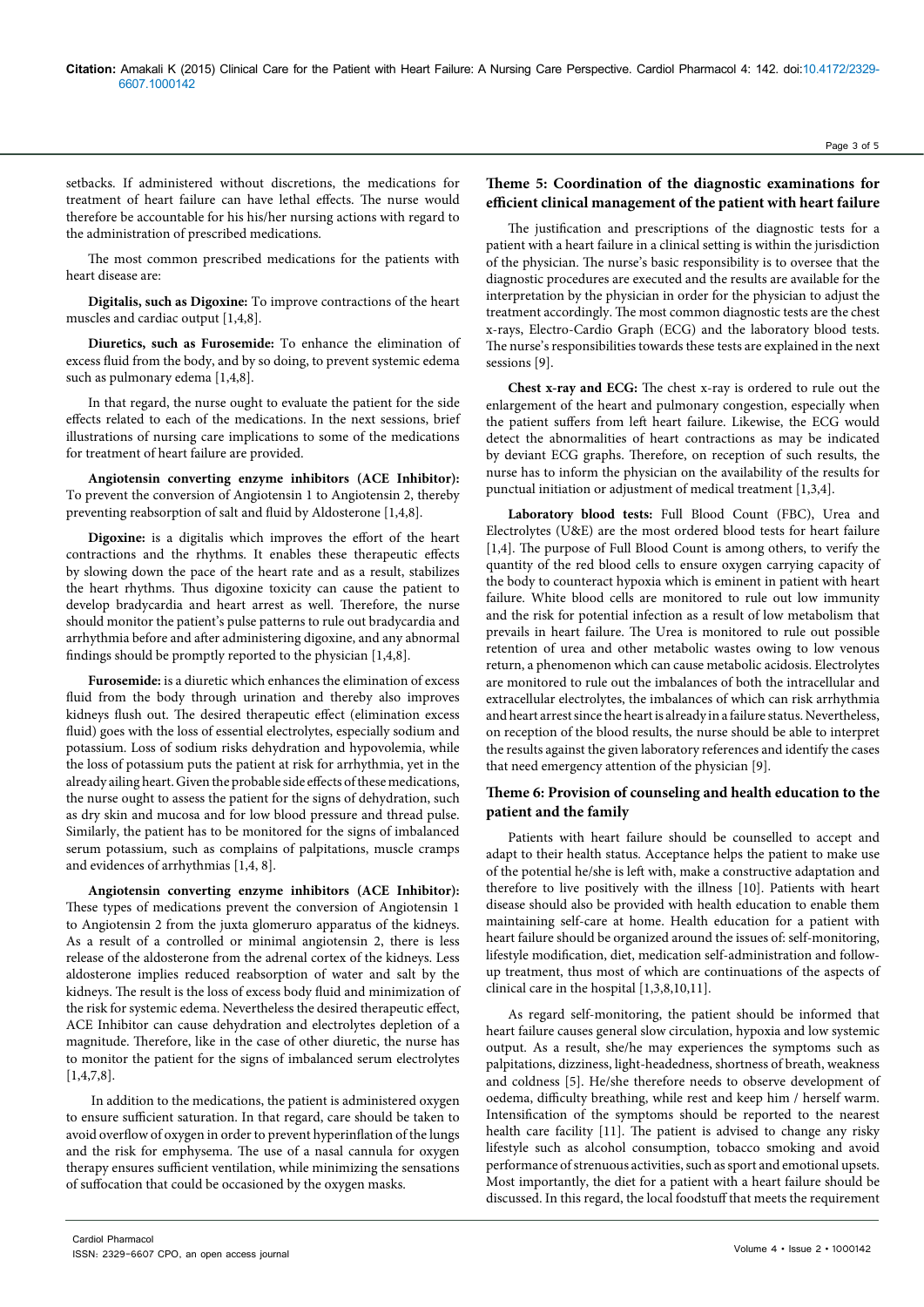setbacks. If administered without discretions, the medications for treatment of heart failure can have lethal effects. The nurse would therefore be accountable for his his/her nursing actions with regard to the administration of prescribed medications.

The most common prescribed medications for the patients with heart disease are:

**Digitalis, such as Digoxine:** To improve contractions of the heart muscles and cardiac output [1,4,8].

**Diuretics, such as Furosemide:** To enhance the elimination of excess fluid from the body, and by so doing, to prevent systemic edema such as pulmonary edema [1,4,8].

In that regard, the nurse ought to evaluate the patient for the side effects related to each of the medications. In the next sessions, brief illustrations of nursing care implications to some of the medications for treatment of heart failure are provided.

**Angiotensin converting enzyme inhibitors (ACE Inhibitor):** To prevent the conversion of Angiotensin 1 to Angiotensin 2, thereby preventing reabsorption of salt and fluid by Aldosterone [1,4,8].

**Digoxine:** is a digitalis which improves the effort of the heart contractions and the rhythms. It enables these therapeutic effects by slowing down the pace of the heart rate and as a result, stabilizes the heart rhythms. Thus digoxine toxicity can cause the patient to develop bradycardia and heart arrest as well. Therefore, the nurse should monitor the patient's pulse patterns to rule out bradycardia and arrhythmia before and after administering digoxine, and any abnormal findings should be promptly reported to the physician [1,4,8].

**Furosemide:** is a diuretic which enhances the elimination of excess fluid from the body through urination and thereby also improves kidneys flush out. The desired therapeutic effect (elimination excess fluid) goes with the loss of essential electrolytes, especially sodium and potassium. Loss of sodium risks dehydration and hypovolemia, while the loss of potassium puts the patient at risk for arrhythmia, yet in the already ailing heart. Given the probable side effects of these medications, the nurse ought to assess the patient for the signs of dehydration, such as dry skin and mucosa and for low blood pressure and thread pulse. Similarly, the patient has to be monitored for the signs of imbalanced serum potassium, such as complains of palpitations, muscle cramps and evidences of arrhythmias [1,4, 8].

**Angiotensin converting enzyme inhibitors (ACE Inhibitor):** These types of medications prevent the conversion of Angiotensin 1 to Angiotensin 2 from the juxta glomeruro apparatus of the kidneys. As a result of a controlled or minimal angiotensin 2, there is less release of the aldosterone from the adrenal cortex of the kidneys. Less aldosterone implies reduced reabsorption of water and salt by the kidneys. The result is the loss of excess body fluid and minimization of the risk for systemic edema. Nevertheless the desired therapeutic effect, ACE Inhibitor can cause dehydration and electrolytes depletion of a magnitude. Therefore, like in the case of other diuretic, the nurse has to monitor the patient for the signs of imbalanced serum electrolytes [1,4,7,8].

In addition to the medications, the patient is administered oxygen to ensure sufficient saturation. In that regard, care should be taken to avoid overflow of oxygen in order to prevent hyperinflation of the lungs and the risk for emphysema. The use of a nasal cannula for oxygen therapy ensures sufficient ventilation, while minimizing the sensations of suffocation that could be occasioned by the oxygen masks.

## Theme 5: Coordination of the diagnostic examinations for efficient clinical management of the patient with heart failure

The justification and prescriptions of the diagnostic tests for a patient with a heart failure in a clinical setting is within the jurisdiction of the physician. The nurse's basic responsibility is to oversee that the diagnostic procedures are executed and the results are available for the interpretation by the physician in order for the physician to adjust the treatment accordingly. The most common diagnostic tests are the chest x-rays, Electro-Cardio Graph (ECG) and the laboratory blood tests. The nurse's responsibilities towards these tests are explained in the next sessions [9].

**Chest x-ray and ECG:** The chest x-ray is ordered to rule out the enlargement of the heart and pulmonary congestion, especially when the patient suffers from left heart failure. Likewise, the ECG would detect the abnormalities of heart contractions as may be indicated by deviant ECG graphs. Therefore, on reception of such results, the nurse has to inform the physician on the availability of the results for punctual initiation or adjustment of medical treatment [1,3,4].

**Laboratory blood tests:** Full Blood Count (FBC), Urea and Electrolytes (U&E) are the most ordered blood tests for heart failure [1,4]. The purpose of Full Blood Count is among others, to verify the quantity of the red blood cells to ensure oxygen carrying capacity of the body to counteract hypoxia which is eminent in patient with heart failure. White blood cells are monitored to rule out low immunity and the risk for potential infection as a result of low metabolism that prevails in heart failure. The Urea is monitored to rule out possible retention of urea and other metabolic wastes owing to low venous return, a phenomenon which can cause metabolic acidosis. Electrolytes are monitored to rule out the imbalances of both the intracellular and extracellular electrolytes, the imbalances of which can risk arrhythmia and heart arrest since the heart is already in a failure status. Nevertheless, on reception of the blood results, the nurse should be able to interpret the results against the given laboratory references and identify the cases that need emergency attention of the physician [9].

## Theme 6: Provision of counseling and health education to the patient and the family

Patients with heart failure should be counselled to accept and adapt to their health status. Acceptance helps the patient to make use of the potential he/she is left with, make a constructive adaptation and therefore to live positively with the illness [10]. Patients with heart disease should also be provided with health education to enable them maintaining self-care at home. Health education for a patient with heart failure should be organized around the issues of: self-monitoring, lifestyle modification, diet, medication self-administration and follow-up treatment, thus most of which are continuations of the aspects of clinical care in the hospital [1,3,8,10,11].

As regard self-monitoring, the patient should be informed that heart failure causes general slow circulation, hypoxia and low systemic output. As a result, she/he may experiences the symptoms such as palpitations, dizziness, light-headedness, shortness of breath, weakness and coldness [5]. He/she therefore needs to observe development of oedema, difficulty breathing, while rest and keep him / herself warm. Intensification of the symptoms should be reported to the nearest health care facility [11]. The patient is advised to change any risky lifestyle such as alcohol consumption, tobacco smoking and avoid performance of strenuous activities, such as sport and emotional upsets. Most importantly, the diet for a patient with a heart failure should be discussed. In this regard, the local foodstuff that meets the requirement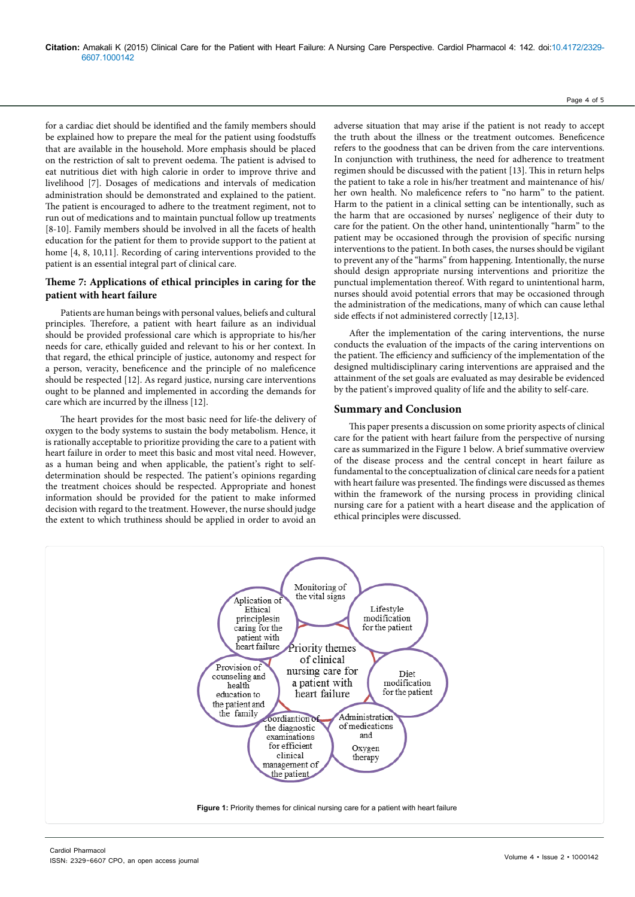for a cardiac diet should be identified and the family members should be explained how to prepare the meal for the patient using foodstuffs that are available in the household. More emphasis should be placed on the restriction of salt to prevent oedema. The patient is advised to eat nutritious diet with high calorie in order to improve thrive and livelihood [7]. Dosages of medications and intervals of medication administration should be demonstrated and explained to the patient. The patient is encouraged to adhere to the treatment regiment, not to run out of medications and to maintain punctual follow up treatments [8-10]. Family members should be involved in all the facets of health education for the patient for them to provide support to the patient at home [4, 8, 10,11]. Recording of caring interventions provided to the patient is an essential integral part of clinical care.

### Theme 7: Applications of ethical principles in caring for the patient with heart failure

Patients are human beings with personal values, beliefs and cultural principles. Therefore, a patient with heart failure as an individual should be provided professional care which is appropriate to his/her needs for care, ethically guided and relevant to his or her context. In that regard, the ethical principle of justice, autonomy and respect for a person, veracity, beneficence and the principle of no maleficence should be respected [12]. As regard justice, nursing care interventions ought to be planned and implemented in according the demands for care which are incurred by the illness [12].

The heart provides for the most basic need for life-the delivery of oxygen to the body systems to sustain the body metabolism. Hence, it is rationally acceptable to prioritize providing the care to a patient with heart failure in order to meet this basic and most vital need. However, as a human being and when applicable, the patient's right to self-determination should be respected. The patient's opinions regarding the treatment choices should be respected. Appropriate and honest information should be provided for the patient to make informed decision with regard to the treatment. However, the nurse should judge the extent to which truthiness should be applied in order to avoid an adverse situation that may arise if the patient is not ready to accept the truth about the illness or the treatment outcomes. Beneficence refers to the goodness that can be driven from the care interventions. In conjunction with truthiness, the need for adherence to treatment regimen should be discussed with the patient [13]. This in return helps the patient to take a role in his/her treatment and maintenance of his/her own health. No maleficence refers to "no harm" to the patient. Harm to the patient in a clinical setting can be intentionally, such as the harm that are occasioned by nurses' negligence of their duty to care for the patient. On the other hand, unintentionally "harm" to the patient may be occasioned through the provision of specific nursing interventions to the patient. In both cases, the nurses should be vigilant to prevent any of the "harms" from happening. Intentionally, the nurse should design appropriate nursing interventions and prioritize the punctual implementation thereof. With regard to unintentional harm, nurses should avoid potential errors that may be occasioned through the administration of the medications, many of which can cause lethal side effects if not administered correctly [12,13].

After the implementation of the caring interventions, the nurse conducts the evaluation of the impacts of the caring interventions on the patient. The efficiency and sufficiency of the implementation of the designed multidisciplinary caring interventions are appraised and the attainment of the set goals are evaluated as may desirable be evidenced by the patient's improved quality of life and the ability to self-care.

## Summary and Conclusion

This paper presents a discussion on some priority aspects of clinical care for the patient with heart failure from the perspective of nursing care as summarized in the Figure 1 below. A brief summative overview of the disease process and the central concept in heart failure as fundamental to the conceptualization of clinical care needs for a patient with heart failure was presented. The findings were discussed as themes within the framework of the nursing process in providing clinical nursing care for a patient with a heart disease and the application of ethical principles were discussed.

Priority themes of clinical nursing care for a patient with heart failure

Monitoring of the vital signs

Lifestyle modification for the patient

Diet modification for the patient

Administration of medications and Oxygen therapy

Coordiantion of the diagnostic examinations for efficient clinical management of the patient

Provision of counseling and health education to the patient and the family

Aplication of Ethical principlesin caring for the patient with heart failure

**Figure 1:** Priority themes for clinical nursing care for a patient with heart failure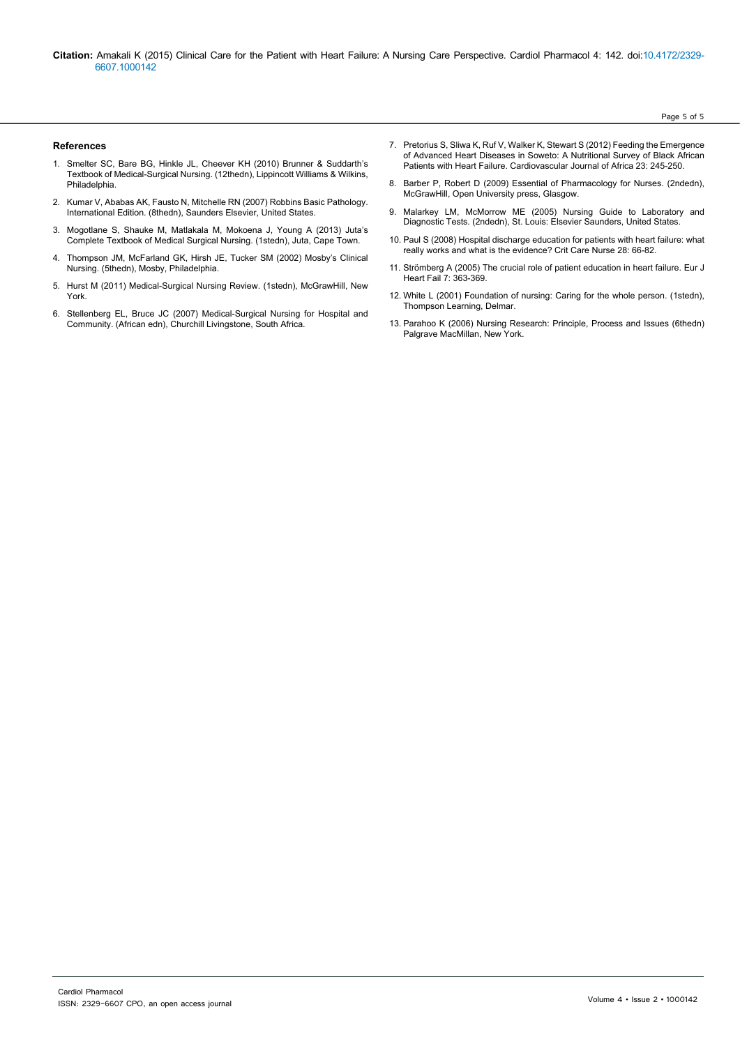## References

1. Smelter SC, Bare BG, Hinkle JL, Cheever KH (2010) Brunner & Suddarth's Textbook of Medical-Surgical Nursing. (12thedn), Lippincott Williams & Wilkins, Philadelphia.
2. Kumar V, Ababas AK, Fausto N, Mitchelle RN (2007) Robbins Basic Pathology. International Edition. (8thedn), Saunders Elsevier, United States.
3. Mogotlane S, Shauke M, Matlakala M, Mokoena J, Young A (2013) Juta's Complete Textbook of Medical Surgical Nursing. (1stedn), Juta, Cape Town.
4. Thompson JM, McFarland GK, Hirsh JE, Tucker SM (2002) Mosby's Clinical Nursing. (5thedn), Mosby, Philadelphia.
5. Hurst M (2011) Medical-Surgical Nursing Review. (1stedn), McGrawHill, New York.
6. Stellenberg EL, Bruce JC (2007) Medical-Surgical Nursing for Hospital and Community. (African edn), Churchill Livingstone, South Africa.
7. Pretorius S, Sliwa K, Ruf V, Walker K, Stewart S (2012) Feeding the Emergence of Advanced Heart Diseases in Soweto: A Nutritional Survey of Black African Patients with Heart Failure. Cardiovascular Journal of Africa 23: 245-250.
8. Barber P, Robert D (2009) Essential of Pharmacology for Nurses. (2ndedn), McGrawHill, Open University press, Glasgow.
9. Malarkey LM, McMorrow ME (2005) Nursing Guide to Laboratory and Diagnostic Tests. (2ndedn), St. Louis: Elsevier Saunders, United States.
10. Paul S (2008) Hospital discharge education for patients with heart failure: what really works and what is the evidence? Crit Care Nurse 28: 66-82.
11. Strömberg A (2005) The crucial role of patient education in heart failure. Eur J Heart Fail 7: 363-369.
12. White L (2001) Foundation of nursing: Caring for the whole person. (1stedn), Thompson Learning, Delmar.
13. Parahoo K (2006) Nursing Research: Principle, Process and Issues (6thedn) Palgrave MacMillan, New York.